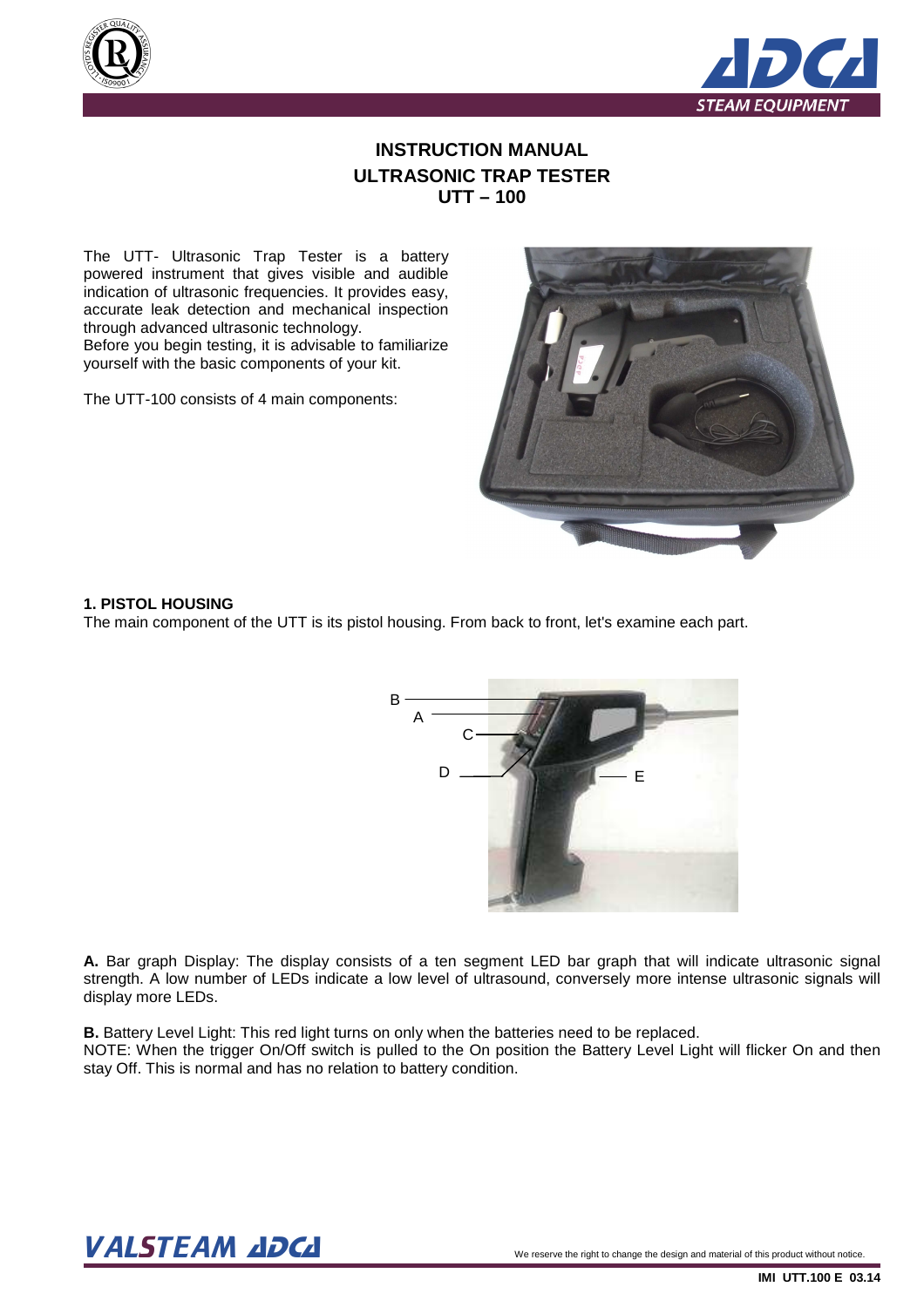# INSTRUCTION MANUAL
# ULTRASONIC TRAP TESTER
# UTT – 100

The UTT- Ultrasonic Trap Tester is a battery powered instrument that gives visible and audible indication of ultrasonic frequencies. It provides easy, accurate leak detection and mechanical inspection through advanced ultrasonic technology.
Before you begin testing, it is advisable to familiarize yourself with the basic components of your kit.

The UTT-100 consists of 4 main components:

## 1. PISTOL HOUSING

The main component of the UTT is its pistol housing. From back to front, let's examine each part.

**A.** Bar graph Display: The display consists of a ten segment LED bar graph that will indicate ultrasonic signal strength. A low number of LEDs indicate a low level of ultrasound, conversely more intense ultrasonic signals will display more LEDs.

**B.** Battery Level Light: This red light turns on only when the batteries need to be replaced.
NOTE: When the trigger On/Off switch is pulled to the On position the Battery Level Light will flicker On and then stay Off. This is normal and has no relation to battery condition.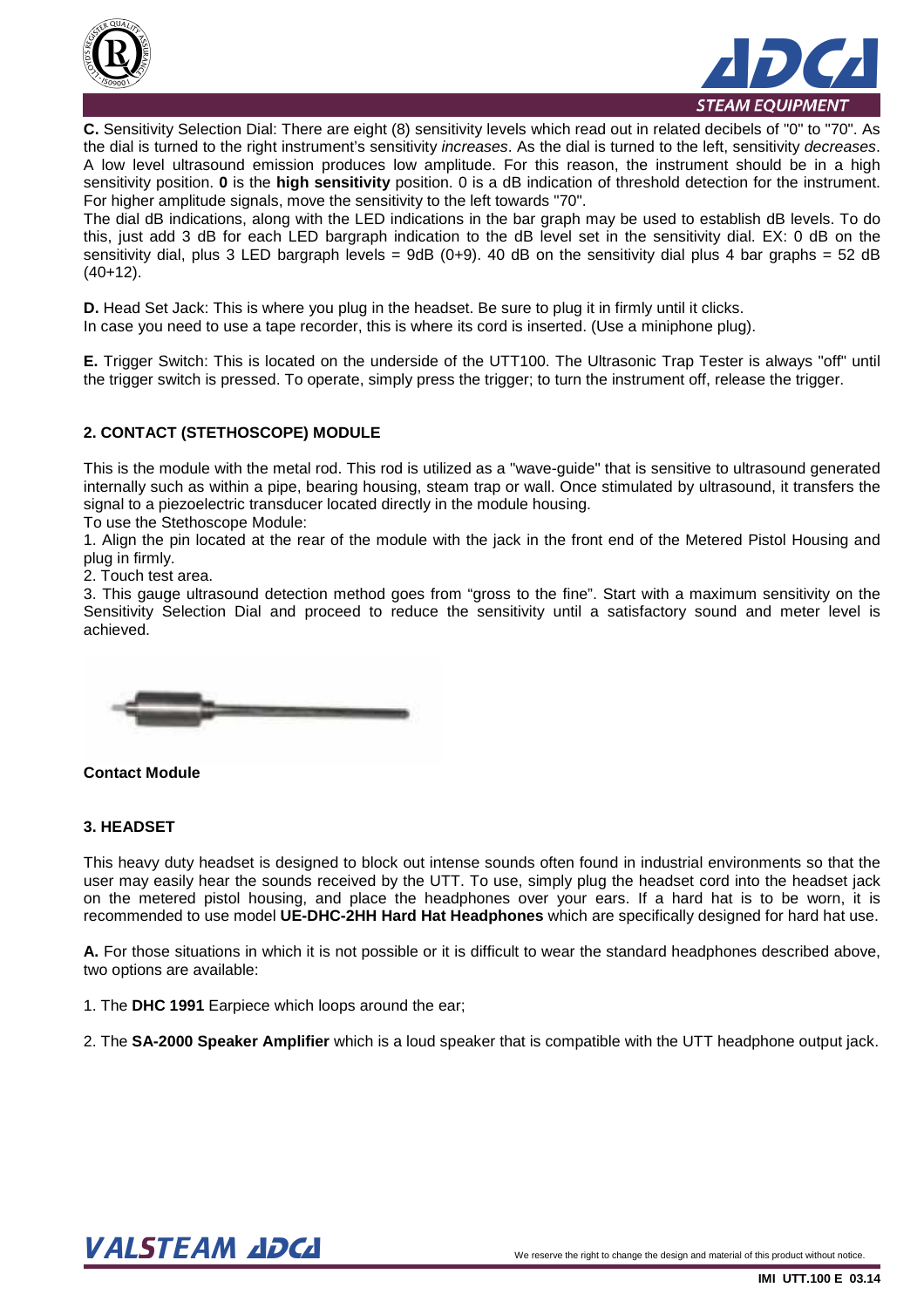**C.** Sensitivity Selection Dial: There are eight (8) sensitivity levels which read out in related decibels of "0" to "70". As the dial is turned to the right instrument's sensitivity *increases*. As the dial is turned to the left, sensitivity *decreases*. A low level ultrasound emission produces low amplitude. For this reason, the instrument should be in a high sensitivity position. **0** is the **high sensitivity** position. 0 is a dB indication of threshold detection for the instrument. For higher amplitude signals, move the sensitivity to the left towards "70".

The dial dB indications, along with the LED indications in the bar graph may be used to establish dB levels. To do this, just add 3 dB for each LED bargraph indication to the dB level set in the sensitivity dial. EX: 0 dB on the sensitivity dial, plus 3 LED bargraph levels = 9dB (0+9). 40 dB on the sensitivity dial plus 4 bar graphs = 52 dB (40+12).

**D.** Head Set Jack: This is where you plug in the headset. Be sure to plug it in firmly until it clicks.
In case you need to use a tape recorder, this is where its cord is inserted. (Use a miniphone plug).

**E.** Trigger Switch: This is located on the underside of the UTT100. The Ultrasonic Trap Tester is always "off" until the trigger switch is pressed. To operate, simply press the trigger; to turn the instrument off, release the trigger.

## 2. CONTACT (STETHOSCOPE) MODULE

This is the module with the metal rod. This rod is utilized as a "wave-guide" that is sensitive to ultrasound generated internally such as within a pipe, bearing housing, steam trap or wall. Once stimulated by ultrasound, it transfers the signal to a piezoelectric transducer located directly in the module housing.

To use the Stethoscope Module:

1. Align the pin located at the rear of the module with the jack in the front end of the Metered Pistol Housing and plug in firmly.
2. Touch test area.
3. This gauge ultrasound detection method goes from "gross to the fine". Start with a maximum sensitivity on the Sensitivity Selection Dial and proceed to reduce the sensitivity until a satisfactory sound and meter level is achieved.

**Contact Module**

## 3. HEADSET

This heavy duty headset is designed to block out intense sounds often found in industrial environments so that the user may easily hear the sounds received by the UTT. To use, simply plug the headset cord into the headset jack on the metered pistol housing, and place the headphones over your ears. If a hard hat is to be worn, it is recommended to use model **UE-DHC-2HH Hard Hat Headphones** which are specifically designed for hard hat use.

**A.** For those situations in which it is not possible or it is difficult to wear the standard headphones described above, two options are available:

1. The **DHC 1991** Earpiece which loops around the ear;

2. The **SA-2000 Speaker Amplifier** which is a loud speaker that is compatible with the UTT headphone output jack.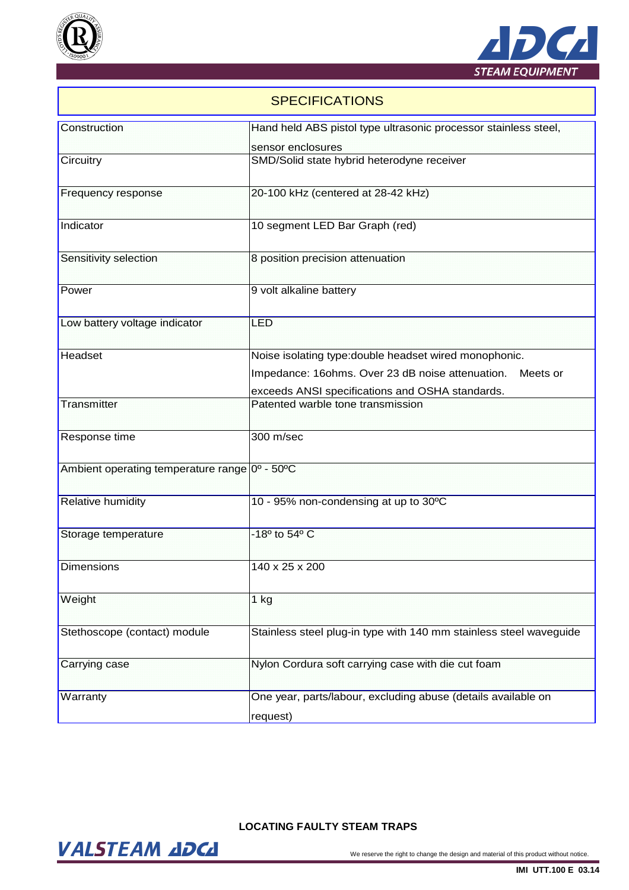## SPECIFICATIONS

| | |
|---|---|
| Construction | Hand held ABS pistol type ultrasonic processor stainless steel, sensor enclosures |
| Circuitry | SMD/Solid state hybrid heterodyne receiver |
| Frequency response | 20-100 kHz (centered at 28-42 kHz) |
| Indicator | 10 segment LED Bar Graph (red) |
| Sensitivity selection | 8 position precision attenuation |
| Power | 9 volt alkaline battery |
| Low battery voltage indicator | LED |
| Headset | Noise isolating type:double headset wired monophonic. Impedance: 16ohms. Over 23 dB noise attenuation. Meets or exceeds ANSI specifications and OSHA standards. |
| Transmitter | Patented warble tone transmission |
| Response time | 300 m/sec |
| Ambient operating temperature range | 0º - 50ºC |
| Relative humidity | 10 - 95% non-condensing at up to 30ºC |
| Storage temperature | -18º to 54º C |
| Dimensions | 140 x 25 x 200 |
| Weight | 1 kg |
| Stethoscope (contact) module | Stainless steel plug-in type with 140 mm stainless steel waveguide |
| Carrying case | Nylon Cordura soft carrying case with die cut foam |
| Warranty | One year, parts/labour, excluding abuse (details available on request) |

**LOCATING FAULTY STEAM TRAPS**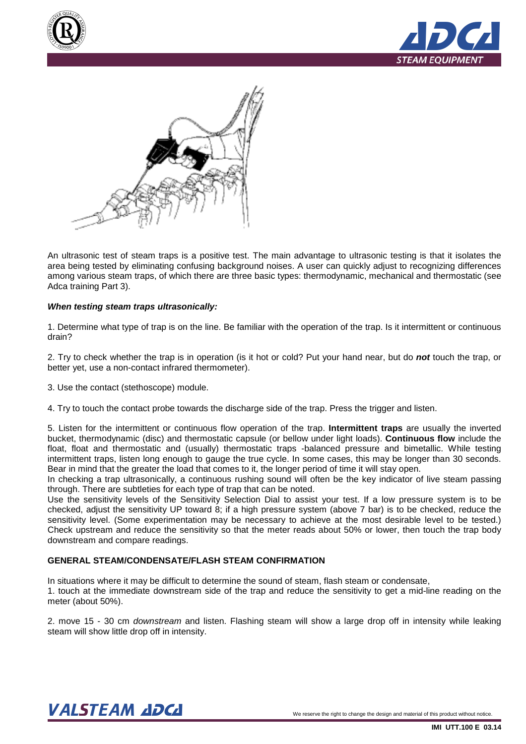An ultrasonic test of steam traps is a positive test. The main advantage to ultrasonic testing is that it isolates the area being tested by eliminating confusing background noises. A user can quickly adjust to recognizing differences among various steam traps, of which there are three basic types: thermodynamic, mechanical and thermostatic (see Adca training Part 3).

***When testing steam traps ultrasonically:***

1. Determine what type of trap is on the line. Be familiar with the operation of the trap. Is it intermittent or continuous drain?

2. Try to check whether the trap is in operation (is it hot or cold? Put your hand near, but do ***not*** touch the trap, or better yet, use a non-contact infrared thermometer).

3. Use the contact (stethoscope) module.

4. Try to touch the contact probe towards the discharge side of the trap. Press the trigger and listen.

5. Listen for the intermittent or continuous flow operation of the trap. **Intermittent traps** are usually the inverted bucket, thermodynamic (disc) and thermostatic capsule (or bellow under light loads). **Continuous flow** include the float, float and thermostatic and (usually) thermostatic traps -balanced pressure and bimetallic. While testing intermittent traps, listen long enough to gauge the true cycle. In some cases, this may be longer than 30 seconds. Bear in mind that the greater the load that comes to it, the longer period of time it will stay open.

In checking a trap ultrasonically, a continuous rushing sound will often be the key indicator of live steam passing through. There are subtleties for each type of trap that can be noted.

Use the sensitivity levels of the Sensitivity Selection Dial to assist your test. If a low pressure system is to be checked, adjust the sensitivity UP toward 8; if a high pressure system (above 7 bar) is to be checked, reduce the sensitivity level. (Some experimentation may be necessary to achieve at the most desirable level to be tested.) Check upstream and reduce the sensitivity so that the meter reads about 50% or lower, then touch the trap body downstream and compare readings.

**GENERAL STEAM/CONDENSATE/FLASH STEAM CONFIRMATION**

In situations where it may be difficult to determine the sound of steam, flash steam or condensate,

1. touch at the immediate downstream side of the trap and reduce the sensitivity to get a mid-line reading on the meter (about 50%).

2. move 15 - 30 cm *downstream* and listen. Flashing steam will show a large drop off in intensity while leaking steam will show little drop off in intensity.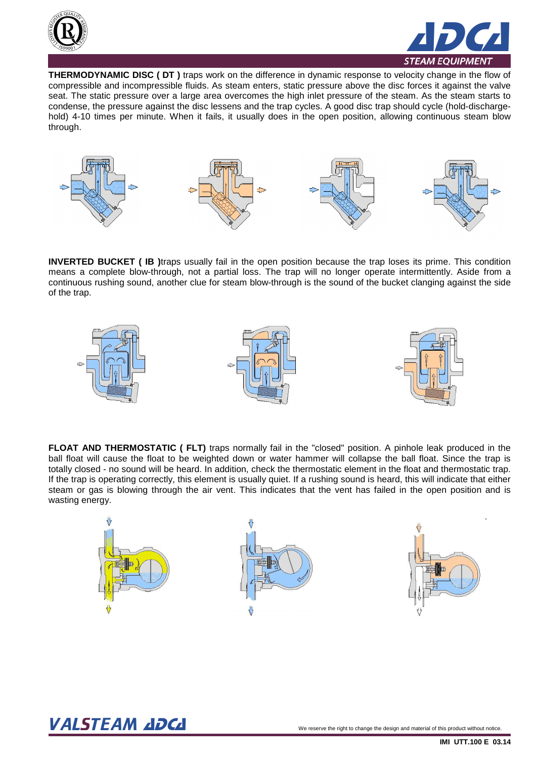**THERMODYNAMIC DISC ( DT )** traps work on the difference in dynamic response to velocity change in the flow of compressible and incompressible fluids. As steam enters, static pressure above the disc forces it against the valve seat. The static pressure over a large area overcomes the high inlet pressure of the steam. As the steam starts to condense, the pressure against the disc lessens and the trap cycles. A good disc trap should cycle (hold-discharge-hold) 4-10 times per minute. When it fails, it usually does in the open position, allowing continuous steam blow through.

**INVERTED BUCKET ( IB )**traps usually fail in the open position because the trap loses its prime. This condition means a complete blow-through, not a partial loss. The trap will no longer operate intermittently. Aside from a continuous rushing sound, another clue for steam blow-through is the sound of the bucket clanging against the side of the trap.

**FLOAT AND THERMOSTATIC ( FLT)** traps normally fail in the "closed" position. A pinhole leak produced in the ball float will cause the float to be weighted down or water hammer will collapse the ball float. Since the trap is totally closed - no sound will be heard. In addition, check the thermostatic element in the float and thermostatic trap. If the trap is operating correctly, this element is usually quiet. If a rushing sound is heard, this will indicate that either steam or gas is blowing through the air vent. This indicates that the vent has failed in the open position and is wasting energy.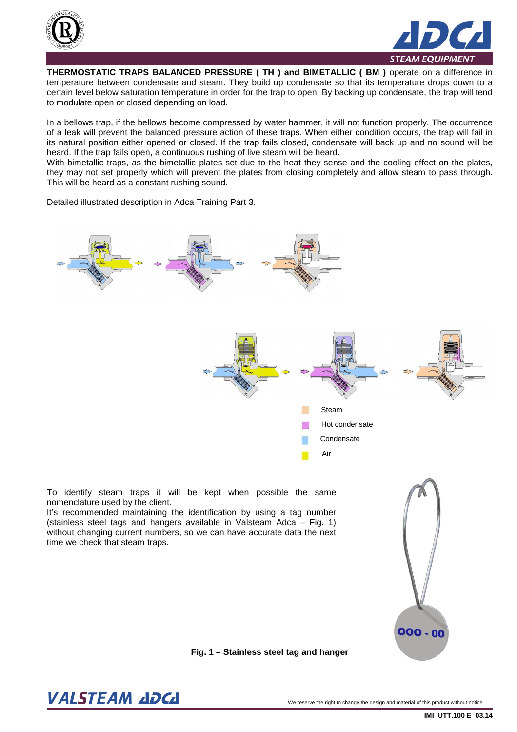**THERMOSTATIC TRAPS BALANCED PRESSURE ( TH ) and BIMETALLIC ( BM )** operate on a difference in temperature between condensate and steam. They build up condensate so that its temperature drops down to a certain level below saturation temperature in order for the trap to open. By backing up condensate, the trap will tend to modulate open or closed depending on load.

In a bellows trap, if the bellows become compressed by water hammer, it will not function properly. The occurrence of a leak will prevent the balanced pressure action of these traps. When either condition occurs, the trap will fail in its natural position either opened or closed. If the trap fails closed, condensate will back up and no sound will be heard. If the trap fails open, a continuous rushing of live steam will be heard.
With bimetallic traps, as the bimetallic plates set due to the heat they sense and the cooling effect on the plates, they may not set properly which will prevent the plates from closing completely and allow steam to pass through. This will be heard as a constant rushing sound.

Detailed illustrated description in Adca Training Part 3.

Steam
Hot condensate
Condensate
Air

To identify steam traps it will be kept when possible the same nomenclature used by the client.
It's recommended maintaining the identification by using a tag number (stainless steel tags and hangers available in Valsteam Adca – Fig. 1) without changing current numbers, so we can have accurate data the next time we check that steam traps.

000 - 00

**Fig. 1 – Stainless steel tag and hanger**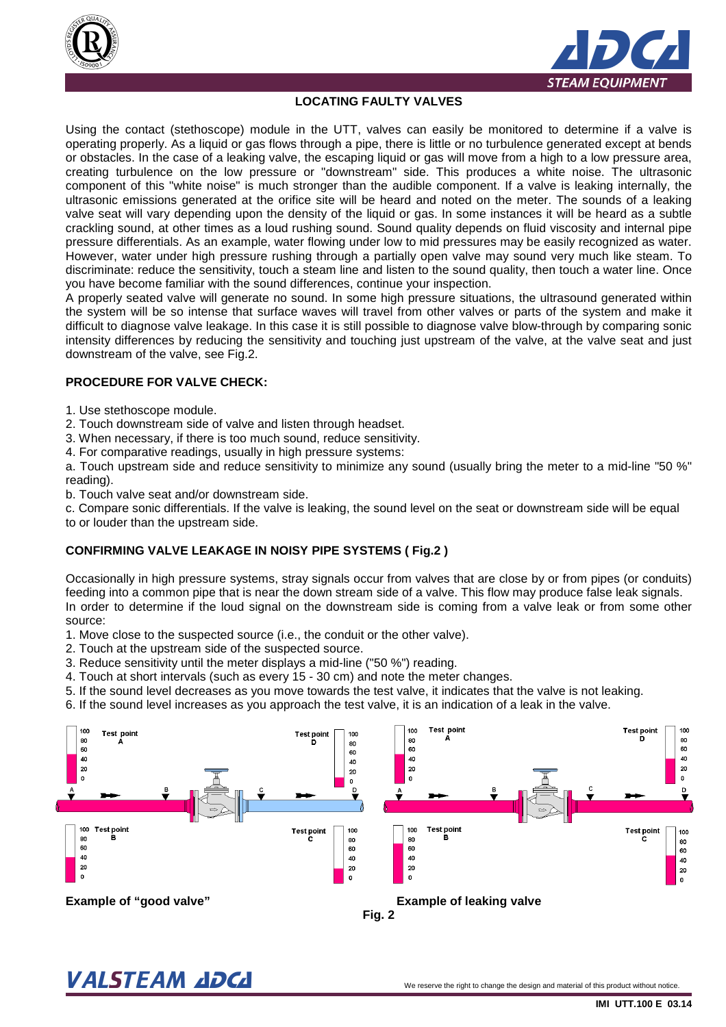## LOCATING FAULTY VALVES

Using the contact (stethoscope) module in the UTT, valves can easily be monitored to determine if a valve is operating properly. As a liquid or gas flows through a pipe, there is little or no turbulence generated except at bends or obstacles. In the case of a leaking valve, the escaping liquid or gas will move from a high to a low pressure area, creating turbulence on the low pressure or "downstream" side. This produces a white noise. The ultrasonic component of this "white noise" is much stronger than the audible component. If a valve is leaking internally, the ultrasonic emissions generated at the orifice site will be heard and noted on the meter. The sounds of a leaking valve seat will vary depending upon the density of the liquid or gas. In some instances it will be heard as a subtle crackling sound, at other times as a loud rushing sound. Sound quality depends on fluid viscosity and internal pipe pressure differentials. As an example, water flowing under low to mid pressures may be easily recognized as water. However, water under high pressure rushing through a partially open valve may sound very much like steam. To discriminate: reduce the sensitivity, touch a steam line and listen to the sound quality, then touch a water line. Once you have become familiar with the sound differences, continue your inspection.

A properly seated valve will generate no sound. In some high pressure situations, the ultrasound generated within the system will be so intense that surface waves will travel from other valves or parts of the system and make it difficult to diagnose valve leakage. In this case it is still possible to diagnose valve blow-through by comparing sonic intensity differences by reducing the sensitivity and touching just upstream of the valve, at the valve seat and just downstream of the valve, see Fig.2.

### PROCEDURE FOR VALVE CHECK:

1. Use stethoscope module.
2. Touch downstream side of valve and listen through headset.
3. When necessary, if there is too much sound, reduce sensitivity.
4. For comparative readings, usually in high pressure systems:

a. Touch upstream side and reduce sensitivity to minimize any sound (usually bring the meter to a mid-line "50 %" reading).

b. Touch valve seat and/or downstream side.

c. Compare sonic differentials. If the valve is leaking, the sound level on the seat or downstream side will be equal to or louder than the upstream side.

### CONFIRMING VALVE LEAKAGE IN NOISY PIPE SYSTEMS ( Fig.2 )

Occasionally in high pressure systems, stray signals occur from valves that are close by or from pipes (or conduits) feeding into a common pipe that is near the down stream side of a valve. This flow may produce false leak signals.

In order to determine if the loud signal on the downstream side is coming from a valve leak or from some other source:

1. Move close to the suspected source (i.e., the conduit or the other valve).
2. Touch at the upstream side of the suspected source.
3. Reduce sensitivity until the meter displays a mid-line ("50 %") reading.
4. Touch at short intervals (such as every 15 - 30 cm) and note the meter changes.
5. If the sound level decreases as you move towards the test valve, it indicates that the valve is not leaking.
6. If the sound level increases as you approach the test valve, it is an indication of a leak in the valve.

**Example of "good valve"** **Example of leaking valve**

**Fig. 2**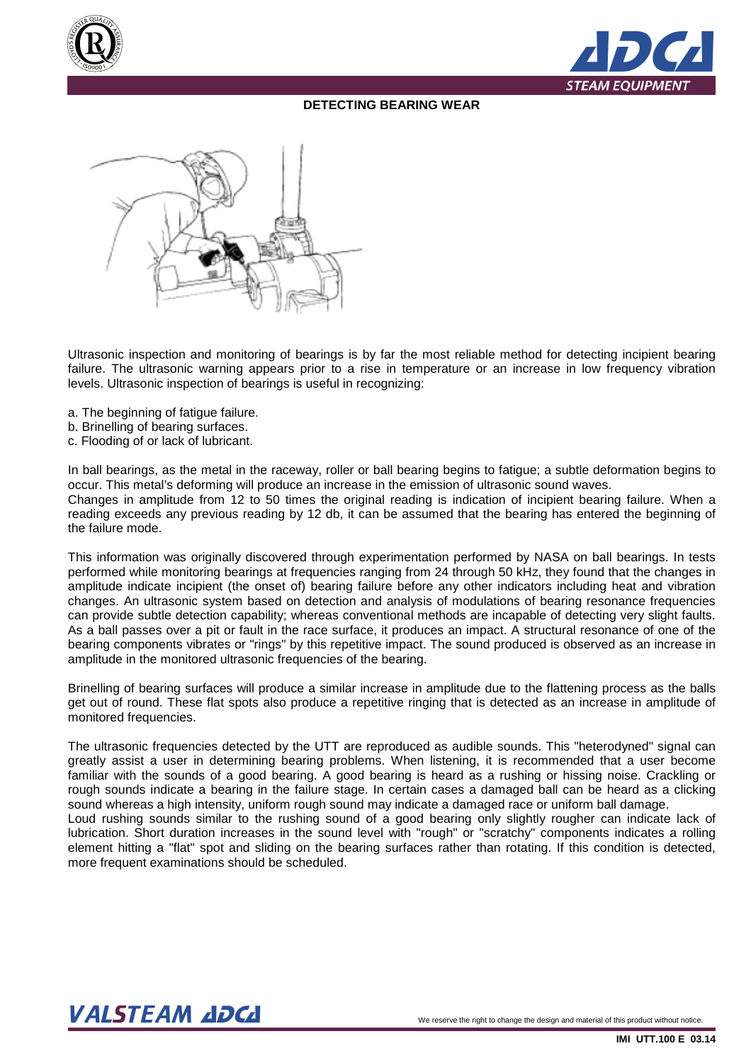## DETECTING BEARING WEAR

Ultrasonic inspection and monitoring of bearings is by far the most reliable method for detecting incipient bearing failure. The ultrasonic warning appears prior to a rise in temperature or an increase in low frequency vibration levels. Ultrasonic inspection of bearings is useful in recognizing:

a. The beginning of fatigue failure.
b. Brinelling of bearing surfaces.
c. Flooding of or lack of lubricant.

In ball bearings, as the metal in the raceway, roller or ball bearing begins to fatigue; a subtle deformation begins to occur. This metal's deforming will produce an increase in the emission of ultrasonic sound waves.
Changes in amplitude from 12 to 50 times the original reading is indication of incipient bearing failure. When a reading exceeds any previous reading by 12 db, it can be assumed that the bearing has entered the beginning of the failure mode.

This information was originally discovered through experimentation performed by NASA on ball bearings. In tests performed while monitoring bearings at frequencies ranging from 24 through 50 kHz, they found that the changes in amplitude indicate incipient (the onset of) bearing failure before any other indicators including heat and vibration changes. An ultrasonic system based on detection and analysis of modulations of bearing resonance frequencies can provide subtle detection capability; whereas conventional methods are incapable of detecting very slight faults. As a ball passes over a pit or fault in the race surface, it produces an impact. A structural resonance of one of the bearing components vibrates or "rings" by this repetitive impact. The sound produced is observed as an increase in amplitude in the monitored ultrasonic frequencies of the bearing.

Brinelling of bearing surfaces will produce a similar increase in amplitude due to the flattening process as the balls get out of round. These flat spots also produce a repetitive ringing that is detected as an increase in amplitude of monitored frequencies.

The ultrasonic frequencies detected by the UTT are reproduced as audible sounds. This "heterodyned" signal can greatly assist a user in determining bearing problems. When listening, it is recommended that a user become familiar with the sounds of a good bearing. A good bearing is heard as a rushing or hissing noise. Crackling or rough sounds indicate a bearing in the failure stage. In certain cases a damaged ball can be heard as a clicking sound whereas a high intensity, uniform rough sound may indicate a damaged race or uniform ball damage.
Loud rushing sounds similar to the rushing sound of a good bearing only slightly rougher can indicate lack of lubrication. Short duration increases in the sound level with "rough" or "scratchy" components indicates a rolling element hitting a "flat" spot and sliding on the bearing surfaces rather than rotating. If this condition is detected, more frequent examinations should be scheduled.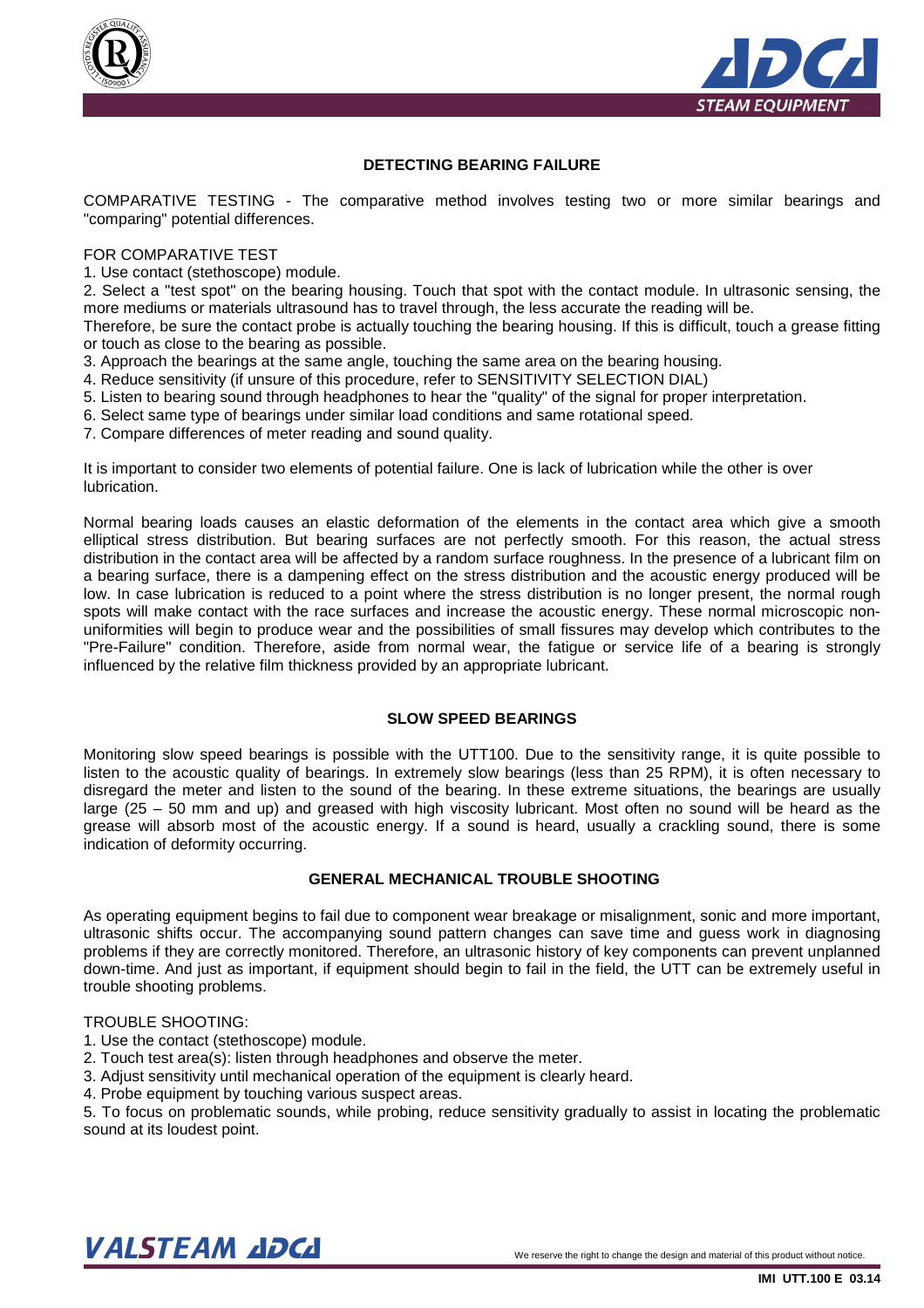## DETECTING BEARING FAILURE

COMPARATIVE TESTING - The comparative method involves testing two or more similar bearings and "comparing" potential differences.

FOR COMPARATIVE TEST

1. Use contact (stethoscope) module.
2. Select a "test spot" on the bearing housing. Touch that spot with the contact module. In ultrasonic sensing, the more mediums or materials ultrasound has to travel through, the less accurate the reading will be.
   Therefore, be sure the contact probe is actually touching the bearing housing. If this is difficult, touch a grease fitting or touch as close to the bearing as possible.
3. Approach the bearings at the same angle, touching the same area on the bearing housing.
4. Reduce sensitivity (if unsure of this procedure, refer to SENSITIVITY SELECTION DIAL)
5. Listen to bearing sound through headphones to hear the "quality" of the signal for proper interpretation.
6. Select same type of bearings under similar load conditions and same rotational speed.
7. Compare differences of meter reading and sound quality.

It is important to consider two elements of potential failure. One is lack of lubrication while the other is over lubrication.

Normal bearing loads causes an elastic deformation of the elements in the contact area which give a smooth elliptical stress distribution. But bearing surfaces are not perfectly smooth. For this reason, the actual stress distribution in the contact area will be affected by a random surface roughness. In the presence of a lubricant film on a bearing surface, there is a dampening effect on the stress distribution and the acoustic energy produced will be low. In case lubrication is reduced to a point where the stress distribution is no longer present, the normal rough spots will make contact with the race surfaces and increase the acoustic energy. These normal microscopic non-uniformities will begin to produce wear and the possibilities of small fissures may develop which contributes to the "Pre-Failure" condition. Therefore, aside from normal wear, the fatigue or service life of a bearing is strongly influenced by the relative film thickness provided by an appropriate lubricant.

## SLOW SPEED BEARINGS

Monitoring slow speed bearings is possible with the UTT100. Due to the sensitivity range, it is quite possible to listen to the acoustic quality of bearings. In extremely slow bearings (less than 25 RPM), it is often necessary to disregard the meter and listen to the sound of the bearing. In these extreme situations, the bearings are usually large (25 – 50 mm and up) and greased with high viscosity lubricant. Most often no sound will be heard as the grease will absorb most of the acoustic energy. If a sound is heard, usually a crackling sound, there is some indication of deformity occurring.

## GENERAL MECHANICAL TROUBLE SHOOTING

As operating equipment begins to fail due to component wear breakage or misalignment, sonic and more important, ultrasonic shifts occur. The accompanying sound pattern changes can save time and guess work in diagnosing problems if they are correctly monitored. Therefore, an ultrasonic history of key components can prevent unplanned down-time. And just as important, if equipment should begin to fail in the field, the UTT can be extremely useful in trouble shooting problems.

TROUBLE SHOOTING:

1. Use the contact (stethoscope) module.
2. Touch test area(s): listen through headphones and observe the meter.
3. Adjust sensitivity until mechanical operation of the equipment is clearly heard.
4. Probe equipment by touching various suspect areas.
5. To focus on problematic sounds, while probing, reduce sensitivity gradually to assist in locating the problematic sound at its loudest point.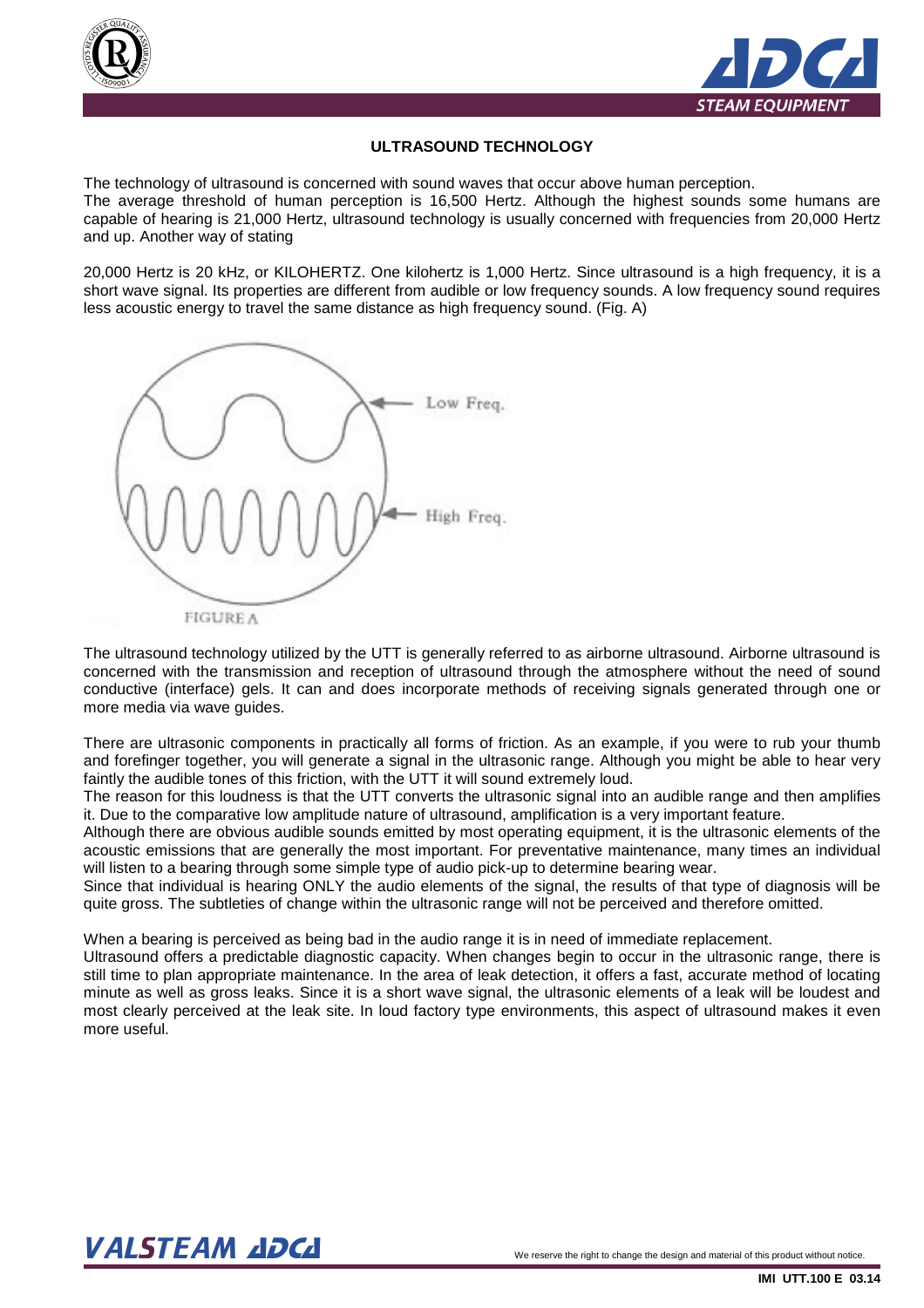## ULTRASOUND TECHNOLOGY

The technology of ultrasound is concerned with sound waves that occur above human perception.
The average threshold of human perception is 16,500 Hertz. Although the highest sounds some humans are capable of hearing is 21,000 Hertz, ultrasound technology is usually concerned with frequencies from 20,000 Hertz and up. Another way of stating

20,000 Hertz is 20 kHz, or KILOHERTZ. One kilohertz is 1,000 Hertz. Since ultrasound is a high frequency, it is a short wave signal. Its properties are different from audible or low frequency sounds. A low frequency sound requires less acoustic energy to travel the same distance as high frequency sound. (Fig. A)

Low Freq.

High Freq.

FIGURE A

The ultrasound technology utilized by the UTT is generally referred to as airborne ultrasound. Airborne ultrasound is concerned with the transmission and reception of ultrasound through the atmosphere without the need of sound conductive (interface) gels. It can and does incorporate methods of receiving signals generated through one or more media via wave guides.

There are ultrasonic components in practically all forms of friction. As an example, if you were to rub your thumb and forefinger together, you will generate a signal in the ultrasonic range. Although you might be able to hear very faintly the audible tones of this friction, with the UTT it will sound extremely loud.
The reason for this loudness is that the UTT converts the ultrasonic signal into an audible range and then amplifies it. Due to the comparative low amplitude nature of ultrasound, amplification is a very important feature.
Although there are obvious audible sounds emitted by most operating equipment, it is the ultrasonic elements of the acoustic emissions that are generally the most important. For preventative maintenance, many times an individual will listen to a bearing through some simple type of audio pick-up to determine bearing wear.
Since that individual is hearing ONLY the audio elements of the signal, the results of that type of diagnosis will be quite gross. The subtleties of change within the ultrasonic range will not be perceived and therefore omitted.

When a bearing is perceived as being bad in the audio range it is in need of immediate replacement.
Ultrasound offers a predictable diagnostic capacity. When changes begin to occur in the ultrasonic range, there is still time to plan appropriate maintenance. In the area of leak detection, it offers a fast, accurate method of locating minute as well as gross leaks. Since it is a short wave signal, the ultrasonic elements of a leak will be loudest and most clearly perceived at the leak site. In loud factory type environments, this aspect of ultrasound makes it even more useful.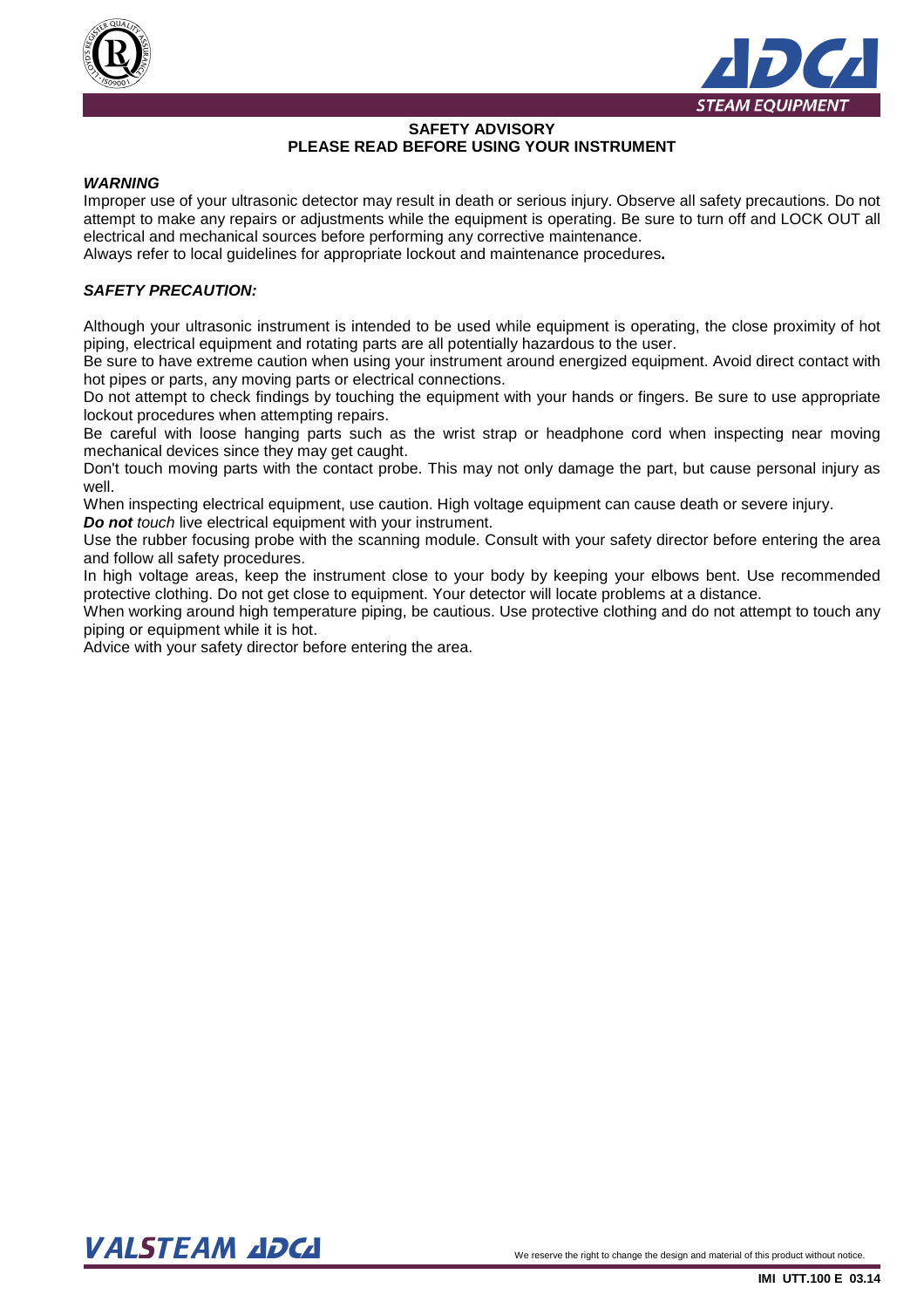**SAFETY ADVISORY**
**PLEASE READ BEFORE USING YOUR INSTRUMENT**

***WARNING***

Improper use of your ultrasonic detector may result in death or serious injury. Observe all safety precautions. Do not attempt to make any repairs or adjustments while the equipment is operating. Be sure to turn off and LOCK OUT all electrical and mechanical sources before performing any corrective maintenance.
Always refer to local guidelines for appropriate lockout and maintenance procedures**.**

***SAFETY PRECAUTION:***

Although your ultrasonic instrument is intended to be used while equipment is operating, the close proximity of hot piping, electrical equipment and rotating parts are all potentially hazardous to the user.
Be sure to have extreme caution when using your instrument around energized equipment. Avoid direct contact with hot pipes or parts, any moving parts or electrical connections.
Do not attempt to check findings by touching the equipment with your hands or fingers. Be sure to use appropriate lockout procedures when attempting repairs.
Be careful with loose hanging parts such as the wrist strap or headphone cord when inspecting near moving mechanical devices since they may get caught.
Don't touch moving parts with the contact probe. This may not only damage the part, but cause personal injury as well.
When inspecting electrical equipment, use caution. High voltage equipment can cause death or severe injury.
***Do not*** *touch* live electrical equipment with your instrument.
Use the rubber focusing probe with the scanning module. Consult with your safety director before entering the area and follow all safety procedures.
In high voltage areas, keep the instrument close to your body by keeping your elbows bent. Use recommended protective clothing. Do not get close to equipment. Your detector will locate problems at a distance.
When working around high temperature piping, be cautious. Use protective clothing and do not attempt to touch any piping or equipment while it is hot.
Advice with your safety director before entering the area.

We reserve the right to change the design and material of this product without notice.

**IMI UTT.100 E 03.14**